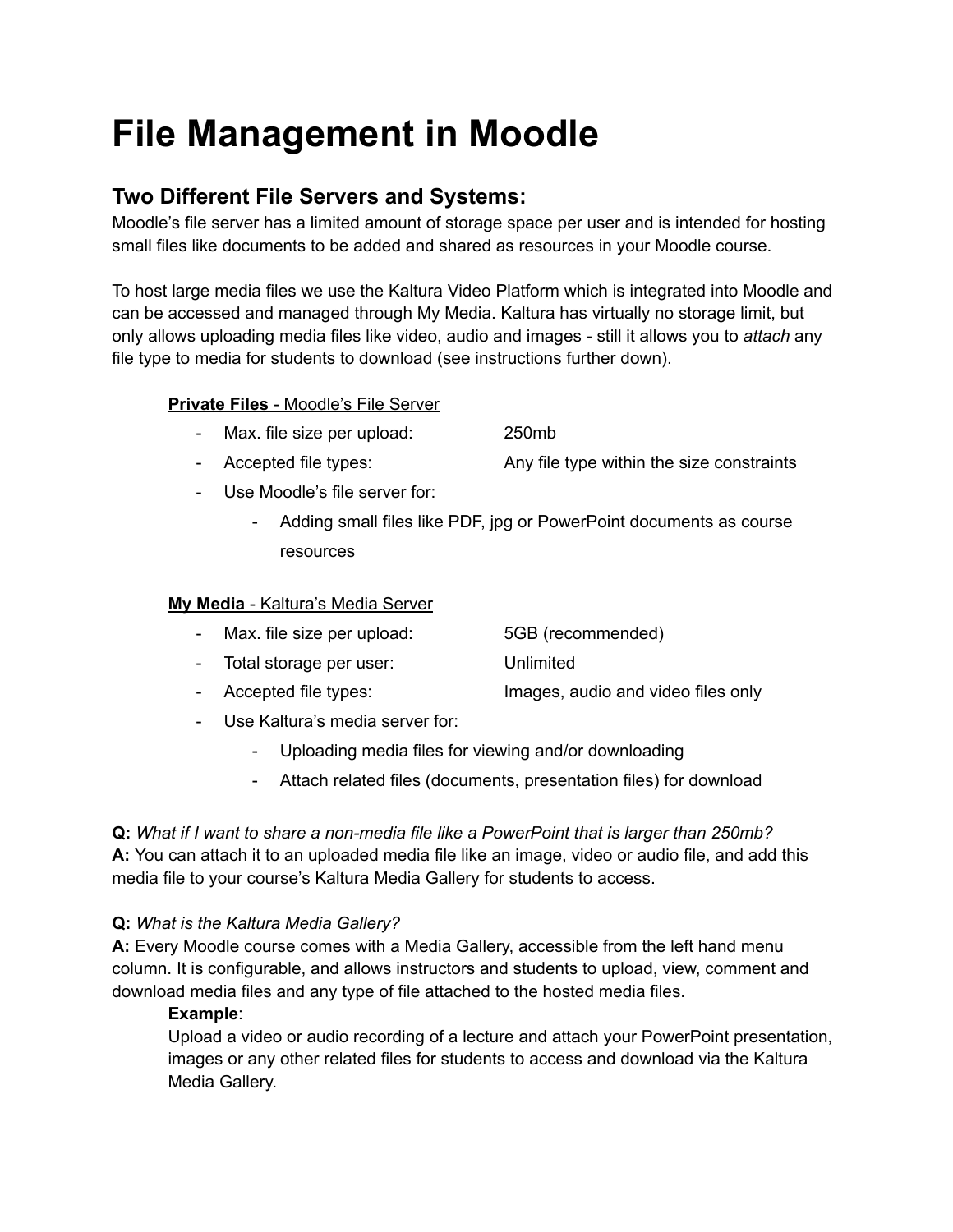# File Management in Moodle

## Two Different File Servers and Systems:

Moodle's file server has a limited amount of storage space per user and is intended for hosting small files like documents to be added and shared as resources in your Moodle course.

To host large media files we use the Kaltura Video Platform which is integrated into Moodle and can be accessed and managed through My Media. Kaltura has virtually no storage limit, but only allows uploading media files like video, audio and images - still it allows you to *attach* any file type to media for students to download (see instructions further down).

**Private Files** - Moodle's File Server

- Max. file size per upload: 250mb
- Accepted file types: Any file type within the size constraints
- Use Moodle's file server for:
    - Adding small files like PDF, jpg or PowerPoint documents as course resources

**My Media** - Kaltura's Media Server

- Max. file size per upload: 5GB (recommended)
- Total storage per user: Unlimited
- Accepted file types: Images, audio and video files only
- Use Kaltura's media server for:
    - Uploading media files for viewing and/or downloading
    - Attach related files (documents, presentation files) for download

**Q:** *What if I want to share a non-media file like a PowerPoint that is larger than 250mb?*
**A:** You can attach it to an uploaded media file like an image, video or audio file, and add this media file to your course's Kaltura Media Gallery for students to access.

**Q:** *What is the Kaltura Media Gallery?*
**A:** Every Moodle course comes with a Media Gallery, accessible from the left hand menu column. It is configurable, and allows instructors and students to upload, view, comment and download media files and any type of file attached to the hosted media files.

**Example**:
Upload a video or audio recording of a lecture and attach your PowerPoint presentation, images or any other related files for students to access and download via the Kaltura Media Gallery.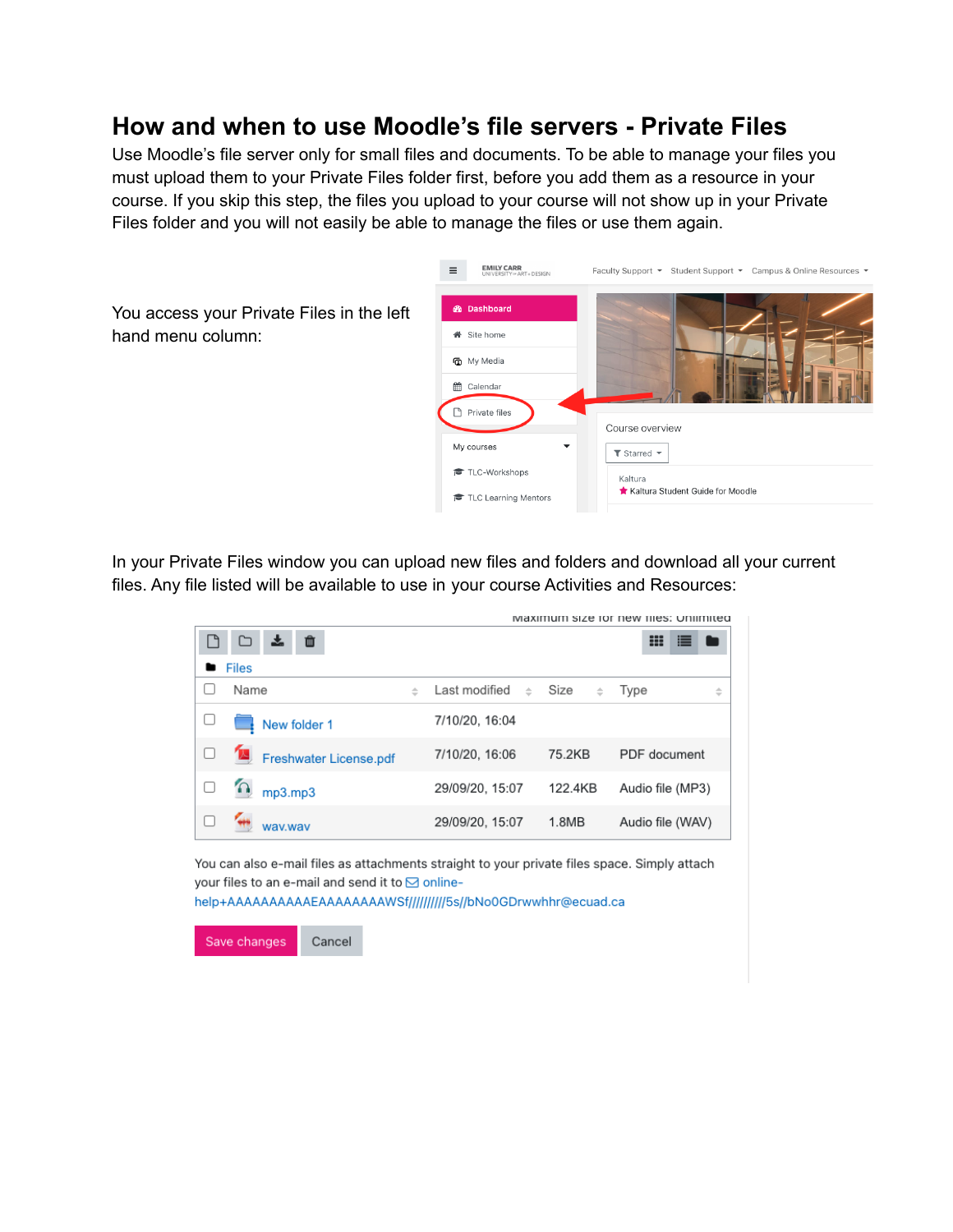# How and when to use Moodle's file servers - Private Files

Use Moodle's file server only for small files and documents. To be able to manage your files you must upload them to your Private Files folder first, before you add them as a resource in your course. If you skip this step, the files you upload to your course will not show up in your Private Files folder and you will not easily be able to manage the files or use them again.

You access your Private Files in the left hand menu column:

In your Private Files window you can upload new files and folders and download all your current files. Any file listed will be available to use in your course Activities and Resources: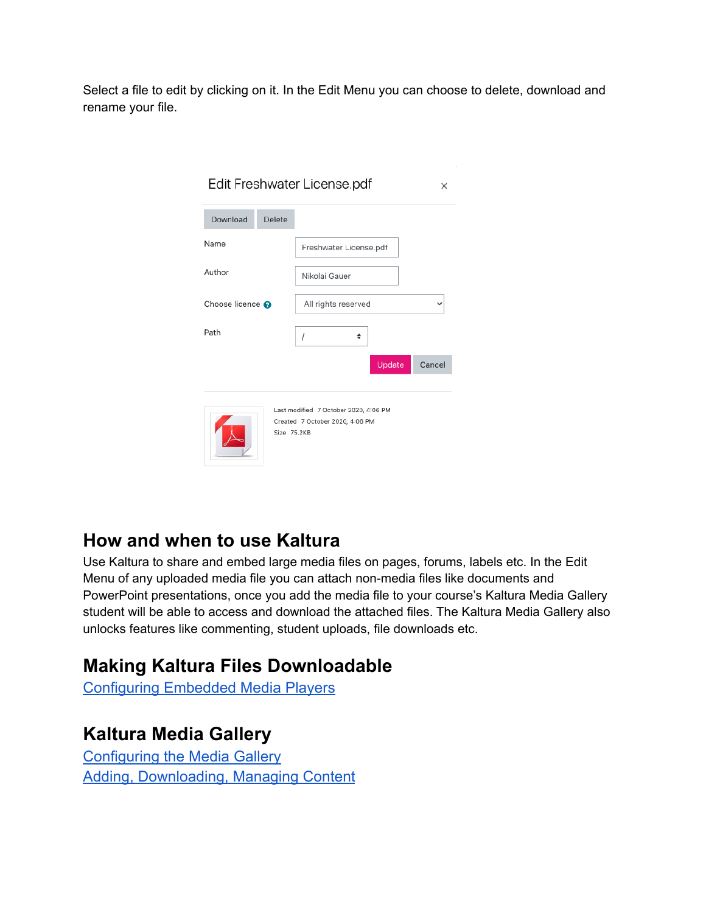Select a file to edit by clicking on it. In the Edit Menu you can choose to delete, download and rename your file.

## How and when to use Kaltura

Use Kaltura to share and embed large media files on pages, forums, labels etc. In the Edit Menu of any uploaded media file you can attach non-media files like documents and PowerPoint presentations, once you add the media file to your course's Kaltura Media Gallery student will be able to access and download the attached files. The Kaltura Media Gallery also unlocks features like commenting, student uploads, file downloads etc.

## Making Kaltura Files Downloadable

Configuring Embedded Media Players

## Kaltura Media Gallery

Configuring the Media Gallery

Adding, Downloading, Managing Content